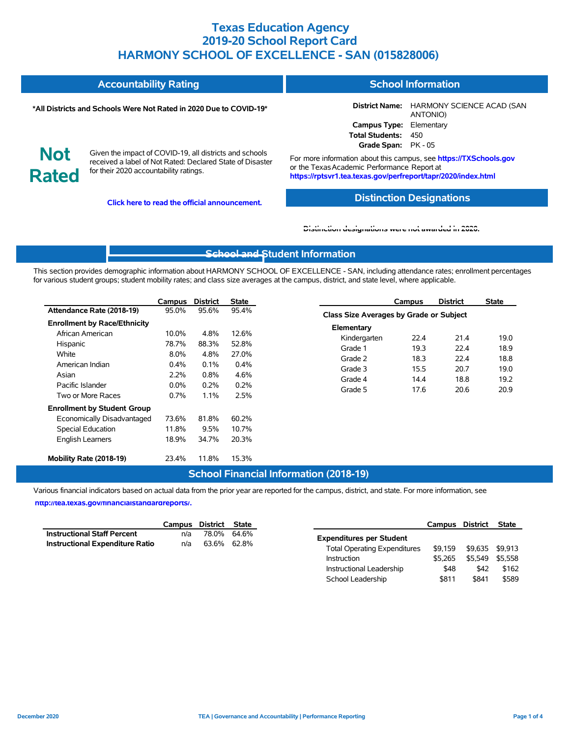# Texas Education Agency
# 2019-20 School Report Card
# HARMONY SCHOOL OF EXCELLENCE - SAN (015828006)

## Accountability Rating

**\*All Districts and Schools Were Not Rated in 2020 Due to COVID-19\***

**Not Rated**

Given the impact of COVID-19, all districts and schools received a label of Not Rated: Declared State of Disaster for their 2020 accountability ratings.

**Click here to read the official announcement.**

## School Information

**District Name:** HARMONY SCIENCE ACAD (SAN ANTONIO)
**Campus Type:** Elementary
**Total Students:** 450
**Grade Span:** PK - 05

For more information about this campus, see **https://TXSchools.gov** or the Texas Academic Performance Report at **https://rptsvr1.tea.texas.gov/perfreport/tapr/2020/index.html**

## Distinction Designations

**Distinction designations were not awarded in 2020.**

## School and Student Information

This section provides demographic information about HARMONY SCHOOL OF EXCELLENCE - SAN, including attendance rates; enrollment percentages for various student groups; student mobility rates; and class size averages at the campus, district, and state level, where applicable.

| | Campus | District | State |
|---|---|---|---|
| **Attendance Rate (2018-19)** | 95.0% | 95.6% | 95.4% |
| **Enrollment by Race/Ethnicity** | | | |
| African American | 10.0% | 4.8% | 12.6% |
| Hispanic | 78.7% | 88.3% | 52.8% |
| White | 8.0% | 4.8% | 27.0% |
| American Indian | 0.4% | 0.1% | 0.4% |
| Asian | 2.2% | 0.8% | 4.6% |
| Pacific Islander | 0.0% | 0.2% | 0.2% |
| Two or More Races | 0.7% | 1.1% | 2.5% |
| **Enrollment by Student Group** | | | |
| Economically Disadvantaged | 73.6% | 81.8% | 60.2% |
| Special Education | 11.8% | 9.5% | 10.7% |
| English Learners | 18.9% | 34.7% | 20.3% |
| **Mobility Rate (2018-19)** | 23.4% | 11.8% | 15.3% |

| | Campus | District | State |
|---|---|---|---|
| **Class Size Averages by Grade or Subject** | | | |
| **Elementary** | | | |
| Kindergarten | 22.4 | 21.4 | 19.0 |
| Grade 1 | 19.3 | 22.4 | 18.9 |
| Grade 2 | 18.3 | 22.4 | 18.8 |
| Grade 3 | 15.5 | 20.7 | 19.0 |
| Grade 4 | 14.4 | 18.8 | 19.2 |
| Grade 5 | 17.6 | 20.6 | 20.9 |

## School Financial Information (2018-19)

Various financial indicators based on actual data from the prior year are reported for the campus, district, and state. For more information, see **http://tea.texas.gov/financialstandardreports/.**

| | Campus | District | State |
|---|---|---|---|
| **Instructional Staff Percent** | n/a | 78.0% | 64.6% |
| **Instructional Expenditure Ratio** | n/a | 63.6% | 62.8% |

| | Campus | District | State |
|---|---|---|---|
| **Expenditures per Student** | | | |
| Total Operating Expenditures | $9,159 | $9,635 | $9,913 |
| Instruction | $5,265 | $5,549 | $5,558 |
| Instructional Leadership | $48 | $42 | $162 |
| School Leadership | $811 | $841 | $589 |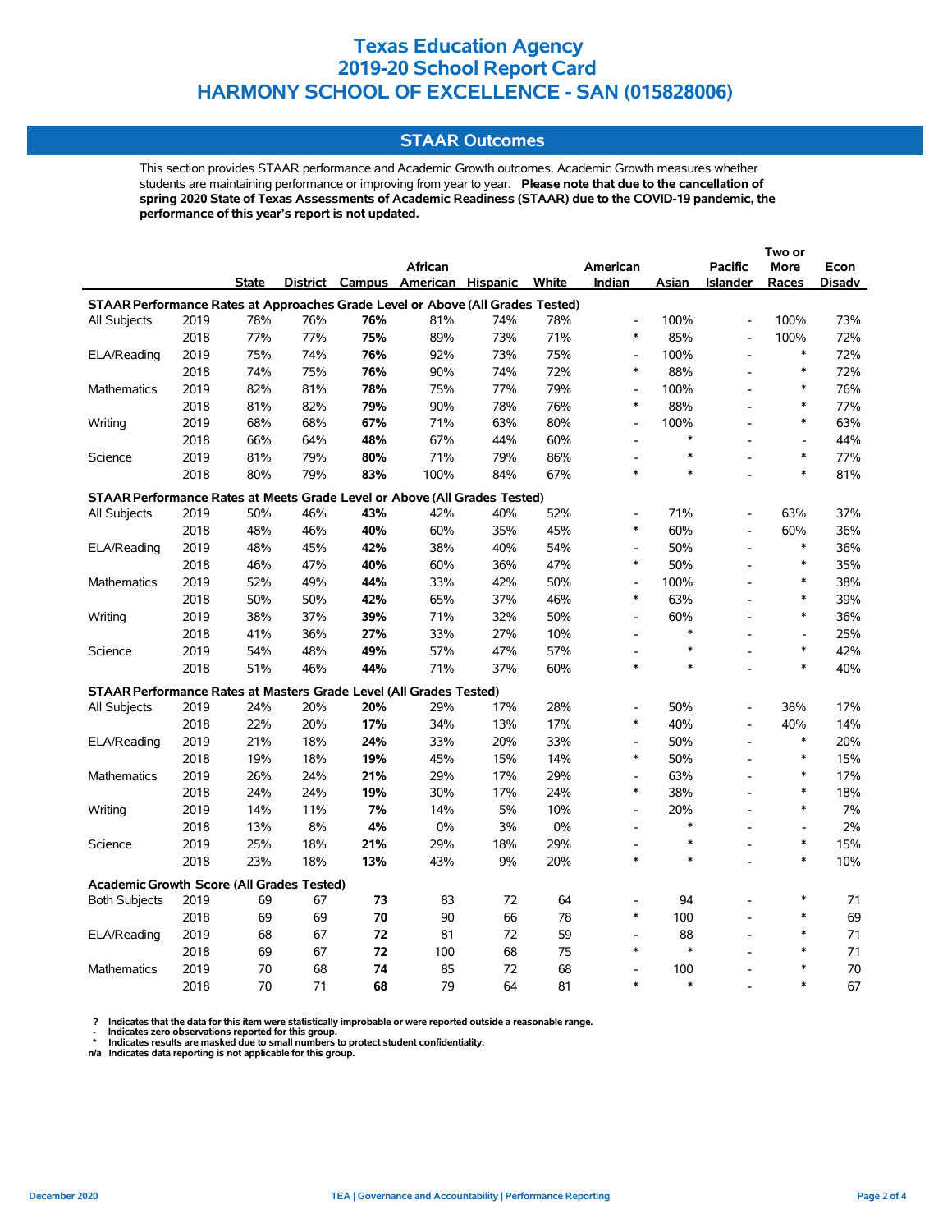# Texas Education Agency
# 2019-20 School Report Card
# HARMONY SCHOOL OF EXCELLENCE - SAN (015828006)

## STAAR Outcomes

This section provides STAAR performance and Academic Growth outcomes. Academic Growth measures whether students are maintaining performance or improving from year to year. **Please note that due to the cancellation of spring 2020 State of Texas Assessments of Academic Readiness (STAAR) due to the COVID-19 pandemic, the performance of this year's report is not updated.**

| | | State | District | Campus | African American | Hispanic | White | American Indian | Asian | Pacific Islander | Two or More Races | Econ Disadv |
|---|---|---|---|---|---|---|---|---|---|---|---|---|
| **STAAR Performance Rates at Approaches Grade Level or Above (All Grades Tested)** | | | | | | | | | | | | |
| All Subjects | 2019 | 78% | 76% | **76%** | 81% | 74% | 78% | - | 100% | - | 100% | 73% |
| | 2018 | 77% | 77% | **75%** | 89% | 73% | 71% | * | 85% | - | 100% | 72% |
| ELA/Reading | 2019 | 75% | 74% | **76%** | 92% | 73% | 75% | - | 100% | - | * | 72% |
| | 2018 | 74% | 75% | **76%** | 90% | 74% | 72% | * | 88% | - | * | 72% |
| Mathematics | 2019 | 82% | 81% | **78%** | 75% | 77% | 79% | - | 100% | - | * | 76% |
| | 2018 | 81% | 82% | **79%** | 90% | 78% | 76% | * | 88% | - | * | 77% |
| Writing | 2019 | 68% | 68% | **67%** | 71% | 63% | 80% | - | 100% | - | * | 63% |
| | 2018 | 66% | 64% | **48%** | 67% | 44% | 60% | - | * | - | - | 44% |
| Science | 2019 | 81% | 79% | **80%** | 71% | 79% | 86% | - | * | - | * | 77% |
| | 2018 | 80% | 79% | **83%** | 100% | 84% | 67% | * | * | - | * | 81% |
| **STAAR Performance Rates at Meets Grade Level or Above (All Grades Tested)** | | | | | | | | | | | | |
| All Subjects | 2019 | 50% | 46% | **43%** | 42% | 40% | 52% | - | 71% | - | 63% | 37% |
| | 2018 | 48% | 46% | **40%** | 60% | 35% | 45% | * | 60% | - | 60% | 36% |
| ELA/Reading | 2019 | 48% | 45% | **42%** | 38% | 40% | 54% | - | 50% | - | * | 36% |
| | 2018 | 46% | 47% | **40%** | 60% | 36% | 47% | * | 50% | - | * | 35% |
| Mathematics | 2019 | 52% | 49% | **44%** | 33% | 42% | 50% | - | 100% | - | * | 38% |
| | 2018 | 50% | 50% | **42%** | 65% | 37% | 46% | * | 63% | - | * | 39% |
| Writing | 2019 | 38% | 37% | **39%** | 71% | 32% | 50% | - | 60% | - | * | 36% |
| | 2018 | 41% | 36% | **27%** | 33% | 27% | 10% | - | * | - | - | 25% |
| Science | 2019 | 54% | 48% | **49%** | 57% | 47% | 57% | - | * | - | * | 42% |
| | 2018 | 51% | 46% | **44%** | 71% | 37% | 60% | * | * | - | * | 40% |
| **STAAR Performance Rates at Masters Grade Level (All Grades Tested)** | | | | | | | | | | | | |
| All Subjects | 2019 | 24% | 20% | **20%** | 29% | 17% | 28% | - | 50% | - | 38% | 17% |
| | 2018 | 22% | 20% | **17%** | 34% | 13% | 17% | * | 40% | - | 40% | 14% |
| ELA/Reading | 2019 | 21% | 18% | **24%** | 33% | 20% | 33% | - | 50% | - | * | 20% |
| | 2018 | 19% | 18% | **19%** | 45% | 15% | 14% | * | 50% | - | * | 15% |
| Mathematics | 2019 | 26% | 24% | **21%** | 29% | 17% | 29% | - | 63% | - | * | 17% |
| | 2018 | 24% | 24% | **19%** | 30% | 17% | 24% | * | 38% | - | * | 18% |
| Writing | 2019 | 14% | 11% | **7%** | 14% | 5% | 10% | - | 20% | - | * | 7% |
| | 2018 | 13% | 8% | **4%** | 0% | 3% | 0% | - | * | - | - | 2% |
| Science | 2019 | 25% | 18% | **21%** | 29% | 18% | 29% | - | * | - | * | 15% |
| | 2018 | 23% | 18% | **13%** | 43% | 9% | 20% | * | * | - | * | 10% |
| **Academic Growth Score (All Grades Tested)** | | | | | | | | | | | | |
| Both Subjects | 2019 | 69 | 67 | **73** | 83 | 72 | 64 | - | 94 | - | * | 71 |
| | 2018 | 69 | 69 | **70** | 90 | 66 | 78 | * | 100 | - | * | 69 |
| ELA/Reading | 2019 | 68 | 67 | **72** | 81 | 72 | 59 | - | 88 | - | * | 71 |
| | 2018 | 69 | 67 | **72** | 100 | 68 | 75 | * | * | - | * | 71 |
| Mathematics | 2019 | 70 | 68 | **74** | 85 | 72 | 68 | - | 100 | - | * | 70 |
| | 2018 | 70 | 71 | **68** | 79 | 64 | 81 | * | * | - | * | 67 |

**?** Indicates that the data for this item were statistically improbable or were reported outside a reasonable range.
**-** Indicates zero observations reported for this group.
**\*** Indicates results are masked due to small numbers to protect student confidentiality.
**n/a** Indicates data reporting is not applicable for this group.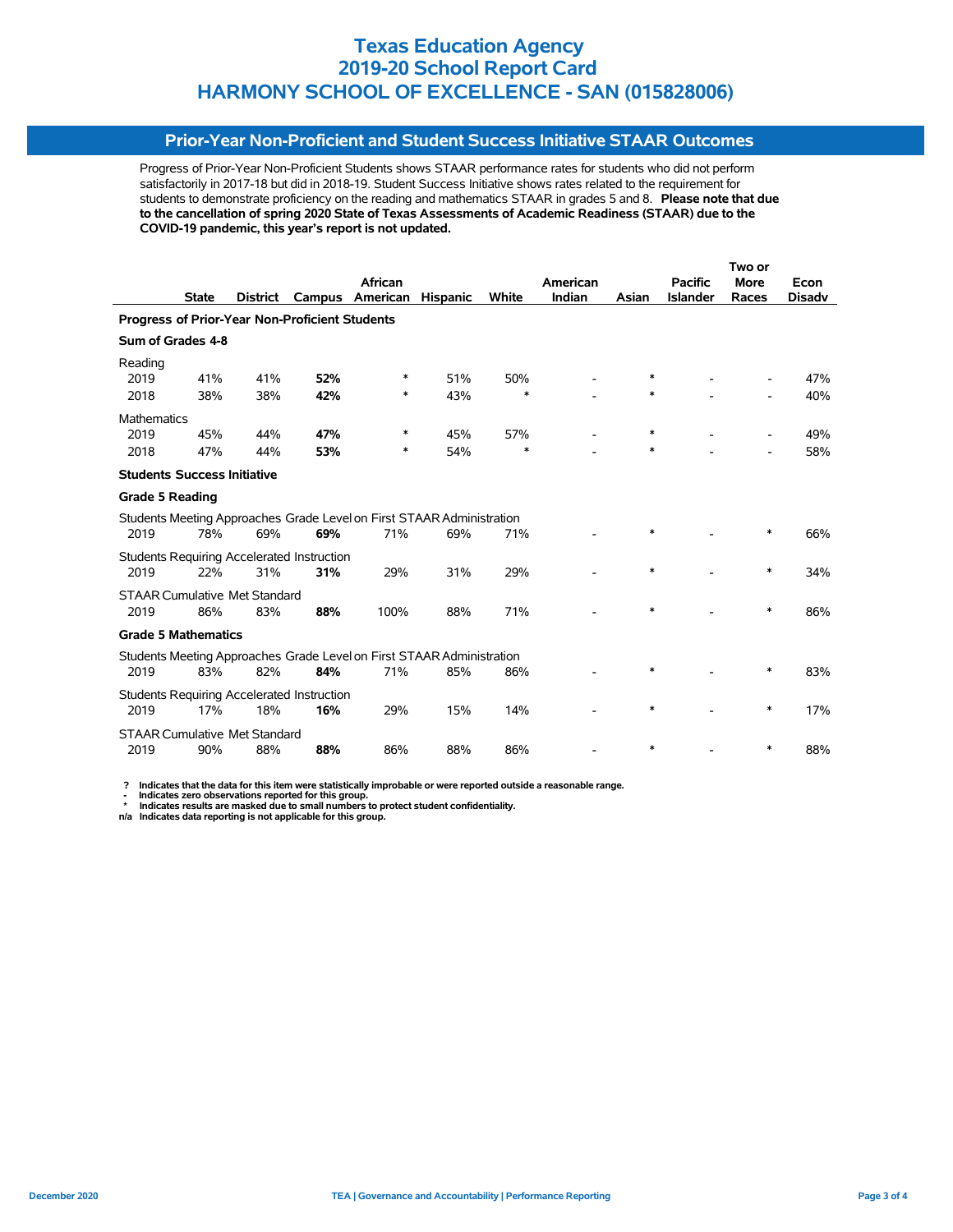# Texas Education Agency
# 2019-20 School Report Card
# HARMONY SCHOOL OF EXCELLENCE - SAN (015828006)

## Prior-Year Non-Proficient and Student Success Initiative STAAR Outcomes

Progress of Prior-Year Non-Proficient Students shows STAAR performance rates for students who did not perform satisfactorily in 2017-18 but did in 2018-19. Student Success Initiative shows rates related to the requirement for students to demonstrate proficiency on the reading and mathematics STAAR in grades 5 and 8. **Please note that due to the cancellation of spring 2020 State of Texas Assessments of Academic Readiness (STAAR) due to the COVID-19 pandemic, this year's report is not updated.**

| | State | District | Campus | African American | Hispanic | White | American Indian | Asian | Pacific Islander | Two or More Races | Econ Disadv |
|---|---|---|---|---|---|---|---|---|---|---|---|
| **Progress of Prior-Year Non-Proficient Students** | | | | | | | | | | | |
| **Sum of Grades 4-8** | | | | | | | | | | | |
| Reading | | | | | | | | | | | |
| 2019 | 41% | 41% | **52%** | * | 51% | 50% | - | * | - | - | 47% |
| 2018 | 38% | 38% | **42%** | * | 43% | * | - | * | - | - | 40% |
| Mathematics | | | | | | | | | | | |
| 2019 | 45% | 44% | **47%** | * | 45% | 57% | - | * | - | - | 49% |
| 2018 | 47% | 44% | **53%** | * | 54% | * | - | * | - | - | 58% |
| **Students Success Initiative** | | | | | | | | | | | |
| **Grade 5 Reading** | | | | | | | | | | | |
| Students Meeting Approaches Grade Level on First STAAR Administration | | | | | | | | | | | |
| 2019 | 78% | 69% | **69%** | 71% | 69% | 71% | - | * | - | * | 66% |
| Students Requiring Accelerated Instruction | | | | | | | | | | | |
| 2019 | 22% | 31% | **31%** | 29% | 31% | 29% | - | * | - | * | 34% |
| STAAR Cumulative Met Standard | | | | | | | | | | | |
| 2019 | 86% | 83% | **88%** | 100% | 88% | 71% | - | * | - | * | 86% |
| **Grade 5 Mathematics** | | | | | | | | | | | |
| Students Meeting Approaches Grade Level on First STAAR Administration | | | | | | | | | | | |
| 2019 | 83% | 82% | **84%** | 71% | 85% | 86% | - | * | - | * | 83% |
| Students Requiring Accelerated Instruction | | | | | | | | | | | |
| 2019 | 17% | 18% | **16%** | 29% | 15% | 14% | - | * | - | * | 17% |
| STAAR Cumulative Met Standard | | | | | | | | | | | |
| 2019 | 90% | 88% | **88%** | 86% | 88% | 86% | - | * | - | * | 88% |

**?** Indicates that the data for this item were statistically improbable or were reported outside a reasonable range.
**-** Indicates zero observations reported for this group.
**\*** Indicates results are masked due to small numbers to protect student confidentiality.
**n/a** Indicates data reporting is not applicable for this group.